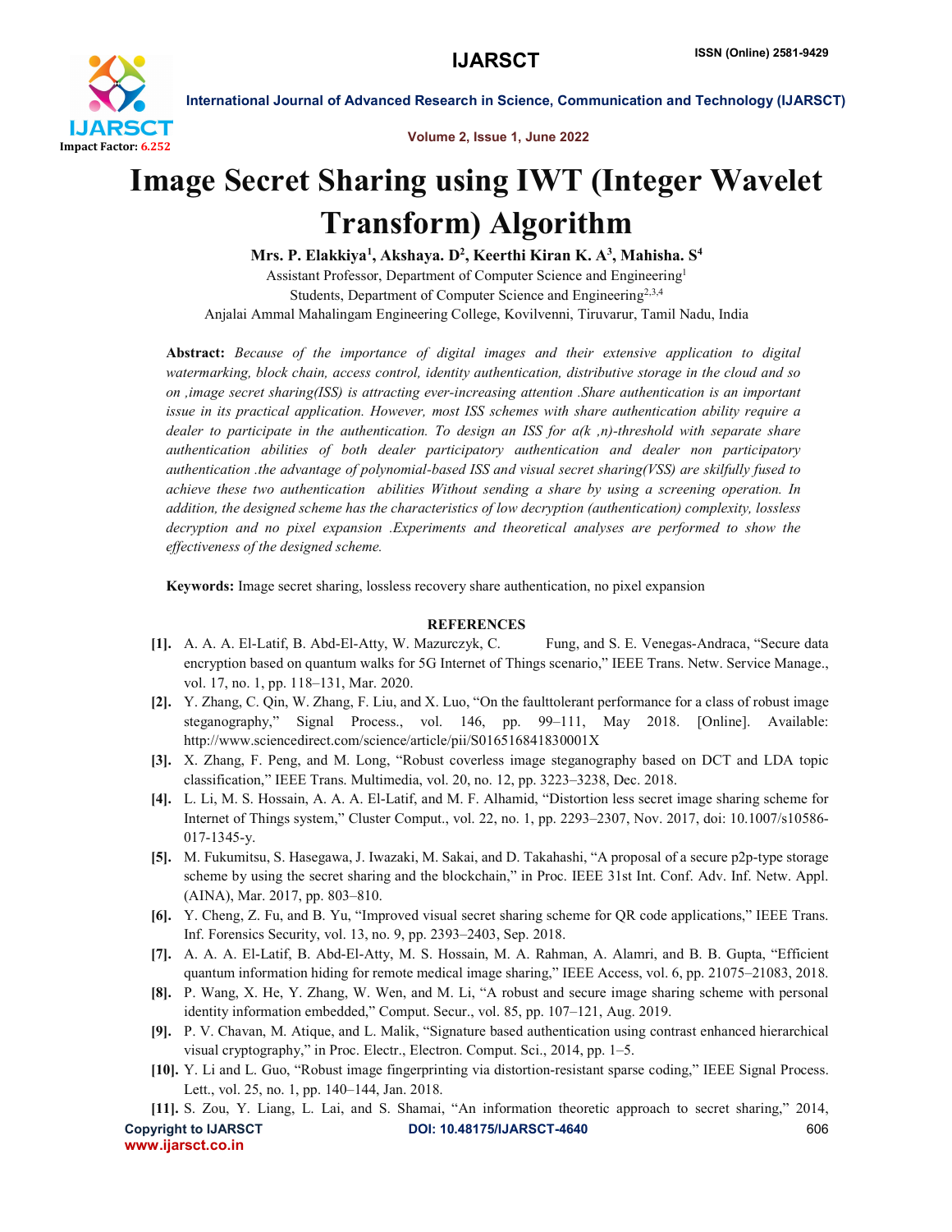# Image Secret Sharing using IWT (Integer Wavelet Transform) Algorithm

**Mrs. P. Elakkiya[1], Akshaya. D[2], Keerthi Kiran K. A[3], Mahisha. S[4]**

Assistant Professor, Department of Computer Science and Engineering[1]

Students, Department of Computer Science and Engineering[2,3,4]

Anjalai Ammal Mahalingam Engineering College, Kovilvenni, Tiruvarur, Tamil Nadu, India

**Abstract:** *Because of the importance of digital images and their extensive application to digital watermarking, block chain, access control, identity authentication, distributive storage in the cloud and so on ,image secret sharing(ISS) is attracting ever-increasing attention .Share authentication is an important issue in its practical application. However, most ISS schemes with share authentication ability require a dealer to participate in the authentication. To design an ISS for a(k ,n)-threshold with separate share authentication abilities of both dealer participatory authentication and dealer non participatory authentication .the advantage of polynomial-based ISS and visual secret sharing(VSS) are skilfully fused to achieve these two authentication abilities Without sending a share by using a screening operation. In addition, the designed scheme has the characteristics of low decryption (authentication) complexity, lossless decryption and no pixel expansion .Experiments and theoretical analyses are performed to show the effectiveness of the designed scheme.*

**Keywords:** Image secret sharing, lossless recovery share authentication, no pixel expansion

## REFERENCES

**[1].** A. A. A. El-Latif, B. Abd-El-Atty, W. Mazurczyk, C. Fung, and S. E. Venegas-Andraca, “Secure data encryption based on quantum walks for 5G Internet of Things scenario,” IEEE Trans. Netw. Service Manage., vol. 17, no. 1, pp. 118–131, Mar. 2020.

**[2].** Y. Zhang, C. Qin, W. Zhang, F. Liu, and X. Luo, “On the faulttolerant performance for a class of robust image steganography,” Signal Process., vol. 146, pp. 99–111, May 2018. [Online]. Available: http://www.sciencedirect.com/science/article/pii/S016516841830001X

**[3].** X. Zhang, F. Peng, and M. Long, “Robust coverless image steganography based on DCT and LDA topic classification,” IEEE Trans. Multimedia, vol. 20, no. 12, pp. 3223–3238, Dec. 2018.

**[4].** L. Li, M. S. Hossain, A. A. A. El-Latif, and M. F. Alhamid, “Distortion less secret image sharing scheme for Internet of Things system,” Cluster Comput., vol. 22, no. 1, pp. 2293–2307, Nov. 2017, doi: 10.1007/s10586-017-1345-y.

**[5].** M. Fukumitsu, S. Hasegawa, J. Iwazaki, M. Sakai, and D. Takahashi, “A proposal of a secure p2p-type storage scheme by using the secret sharing and the blockchain,” in Proc. IEEE 31st Int. Conf. Adv. Inf. Netw. Appl. (AINA), Mar. 2017, pp. 803–810.

**[6].** Y. Cheng, Z. Fu, and B. Yu, “Improved visual secret sharing scheme for QR code applications,” IEEE Trans. Inf. Forensics Security, vol. 13, no. 9, pp. 2393–2403, Sep. 2018.

**[7].** A. A. A. El-Latif, B. Abd-El-Atty, M. S. Hossain, M. A. Rahman, A. Alamri, and B. B. Gupta, “Efficient quantum information hiding for remote medical image sharing,” IEEE Access, vol. 6, pp. 21075–21083, 2018.

**[8].** P. Wang, X. He, Y. Zhang, W. Wen, and M. Li, “A robust and secure image sharing scheme with personal identity information embedded,” Comput. Secur., vol. 85, pp. 107–121, Aug. 2019.

**[9].** P. V. Chavan, M. Atique, and L. Malik, “Signature based authentication using contrast enhanced hierarchical visual cryptography,” in Proc. Electr., Electron. Comput. Sci., 2014, pp. 1–5.

**[10].** Y. Li and L. Guo, “Robust image fingerprinting via distortion-resistant sparse coding,” IEEE Signal Process. Lett., vol. 25, no. 1, pp. 140–144, Jan. 2018.

**[11].** S. Zou, Y. Liang, L. Lai, and S. Shamai, “An information theoretic approach to secret sharing,” 2014,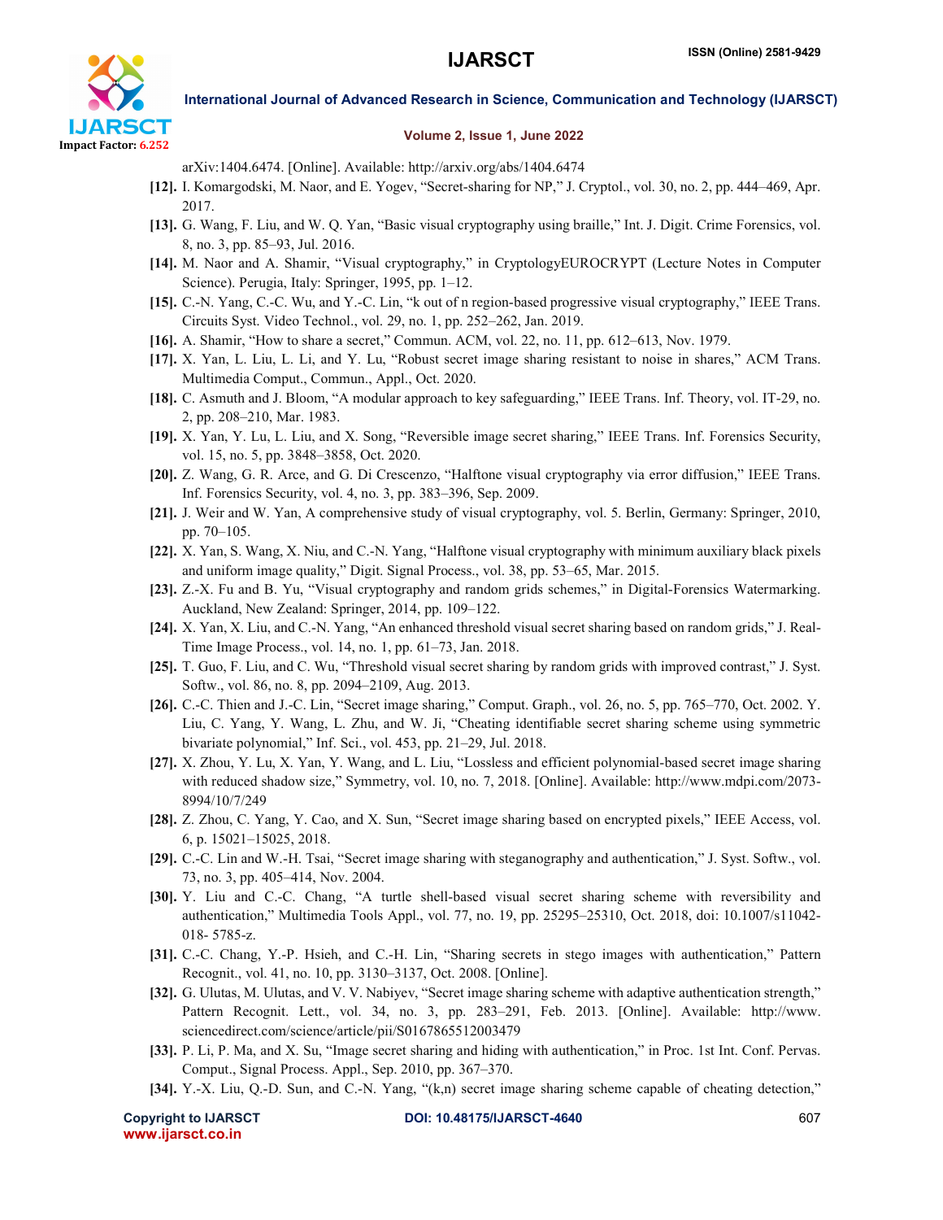arXiv:1404.6474. [Online]. Available: http://arxiv.org/abs/1404.6474

**[12].** I. Komargodski, M. Naor, and E. Yogev, "Secret-sharing for NP," J. Cryptol., vol. 30, no. 2, pp. 444–469, Apr. 2017.

**[13].** G. Wang, F. Liu, and W. Q. Yan, "Basic visual cryptography using braille," Int. J. Digit. Crime Forensics, vol. 8, no. 3, pp. 85–93, Jul. 2016.

**[14].** M. Naor and A. Shamir, "Visual cryptography," in CryptologyEUROCRYPT (Lecture Notes in Computer Science). Perugia, Italy: Springer, 1995, pp. 1–12.

**[15].** C.-N. Yang, C.-C. Wu, and Y.-C. Lin, "k out of n region-based progressive visual cryptography," IEEE Trans. Circuits Syst. Video Technol., vol. 29, no. 1, pp. 252–262, Jan. 2019.

**[16].** A. Shamir, "How to share a secret," Commun. ACM, vol. 22, no. 11, pp. 612–613, Nov. 1979.

**[17].** X. Yan, L. Liu, L. Li, and Y. Lu, "Robust secret image sharing resistant to noise in shares," ACM Trans. Multimedia Comput., Commun., Appl., Oct. 2020.

**[18].** C. Asmuth and J. Bloom, "A modular approach to key safeguarding," IEEE Trans. Inf. Theory, vol. IT-29, no. 2, pp. 208–210, Mar. 1983.

**[19].** X. Yan, Y. Lu, L. Liu, and X. Song, "Reversible image secret sharing," IEEE Trans. Inf. Forensics Security, vol. 15, no. 5, pp. 3848–3858, Oct. 2020.

**[20].** Z. Wang, G. R. Arce, and G. Di Crescenzo, "Halftone visual cryptography via error diffusion," IEEE Trans. Inf. Forensics Security, vol. 4, no. 3, pp. 383–396, Sep. 2009.

**[21].** J. Weir and W. Yan, A comprehensive study of visual cryptography, vol. 5. Berlin, Germany: Springer, 2010, pp. 70–105.

**[22].** X. Yan, S. Wang, X. Niu, and C.-N. Yang, "Halftone visual cryptography with minimum auxiliary black pixels and uniform image quality," Digit. Signal Process., vol. 38, pp. 53–65, Mar. 2015.

**[23].** Z.-X. Fu and B. Yu, "Visual cryptography and random grids schemes," in Digital-Forensics Watermarking. Auckland, New Zealand: Springer, 2014, pp. 109–122.

**[24].** X. Yan, X. Liu, and C.-N. Yang, "An enhanced threshold visual secret sharing based on random grids," J. Real-Time Image Process., vol. 14, no. 1, pp. 61–73, Jan. 2018.

**[25].** T. Guo, F. Liu, and C. Wu, "Threshold visual secret sharing by random grids with improved contrast," J. Syst. Softw., vol. 86, no. 8, pp. 2094–2109, Aug. 2013.

**[26].** C.-C. Thien and J.-C. Lin, "Secret image sharing," Comput. Graph., vol. 26, no. 5, pp. 765–770, Oct. 2002. Y. Liu, C. Yang, Y. Wang, L. Zhu, and W. Ji, "Cheating identifiable secret sharing scheme using symmetric bivariate polynomial," Inf. Sci., vol. 453, pp. 21–29, Jul. 2018.

**[27].** X. Zhou, Y. Lu, X. Yan, Y. Wang, and L. Liu, "Lossless and efficient polynomial-based secret image sharing with reduced shadow size," Symmetry, vol. 10, no. 7, 2018. [Online]. Available: http://www.mdpi.com/2073-8994/10/7/249

**[28].** Z. Zhou, C. Yang, Y. Cao, and X. Sun, "Secret image sharing based on encrypted pixels," IEEE Access, vol. 6, p. 15021–15025, 2018.

**[29].** C.-C. Lin and W.-H. Tsai, "Secret image sharing with steganography and authentication," J. Syst. Softw., vol. 73, no. 3, pp. 405–414, Nov. 2004.

**[30].** Y. Liu and C.-C. Chang, "A turtle shell-based visual secret sharing scheme with reversibility and authentication," Multimedia Tools Appl., vol. 77, no. 19, pp. 25295–25310, Oct. 2018, doi: 10.1007/s11042-018- 5785-z.

**[31].** C.-C. Chang, Y.-P. Hsieh, and C.-H. Lin, "Sharing secrets in stego images with authentication," Pattern Recognit., vol. 41, no. 10, pp. 3130–3137, Oct. 2008. [Online].

**[32].** G. Ulutas, M. Ulutas, and V. V. Nabiyev, "Secret image sharing scheme with adaptive authentication strength," Pattern Recognit. Lett., vol. 34, no. 3, pp. 283–291, Feb. 2013. [Online]. Available: http://www.sciencedirect.com/science/article/pii/S0167865512003479

**[33].** P. Li, P. Ma, and X. Su, "Image secret sharing and hiding with authentication," in Proc. 1st Int. Conf. Pervas. Comput., Signal Process. Appl., Sep. 2010, pp. 367–370.

**[34].** Y.-X. Liu, Q.-D. Sun, and C.-N. Yang, "(k,n) secret image sharing scheme capable of cheating detection,"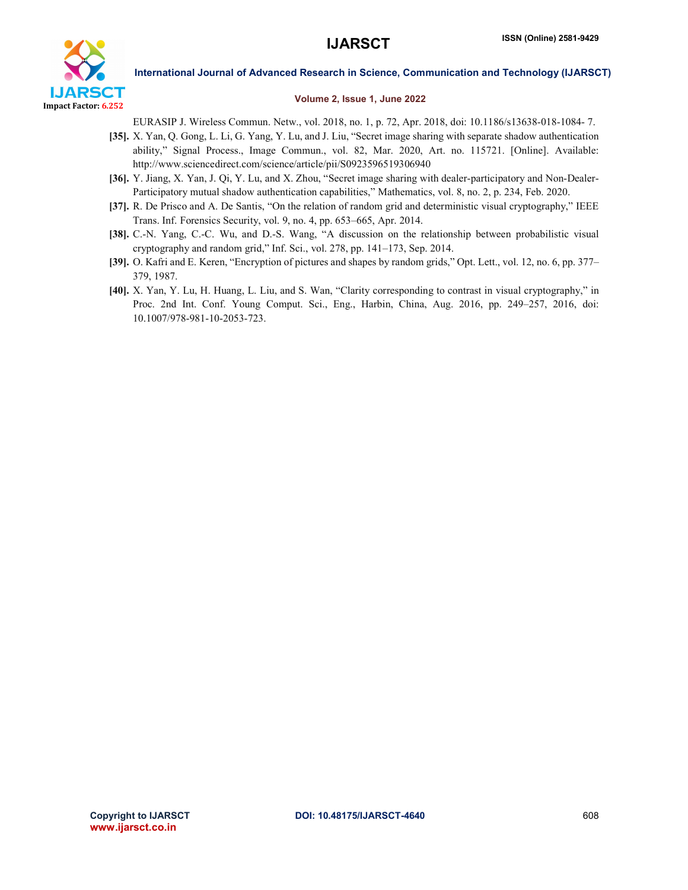EURASIP J. Wireless Commun. Netw., vol. 2018, no. 1, p. 72, Apr. 2018, doi: 10.1186/s13638-018-1084- 7.

**[35].** X. Yan, Q. Gong, L. Li, G. Yang, Y. Lu, and J. Liu, "Secret image sharing with separate shadow authentication ability," Signal Process., Image Commun., vol. 82, Mar. 2020, Art. no. 115721. [Online]. Available: http://www.sciencedirect.com/science/article/pii/S0923596519306940

**[36].** Y. Jiang, X. Yan, J. Qi, Y. Lu, and X. Zhou, "Secret image sharing with dealer-participatory and Non-Dealer-Participatory mutual shadow authentication capabilities," Mathematics, vol. 8, no. 2, p. 234, Feb. 2020.

**[37].** R. De Prisco and A. De Santis, "On the relation of random grid and deterministic visual cryptography," IEEE Trans. Inf. Forensics Security, vol. 9, no. 4, pp. 653–665, Apr. 2014.

**[38].** C.-N. Yang, C.-C. Wu, and D.-S. Wang, "A discussion on the relationship between probabilistic visual cryptography and random grid," Inf. Sci., vol. 278, pp. 141–173, Sep. 2014.

**[39].** O. Kafri and E. Keren, "Encryption of pictures and shapes by random grids," Opt. Lett., vol. 12, no. 6, pp. 377–379, 1987.

**[40].** X. Yan, Y. Lu, H. Huang, L. Liu, and S. Wan, "Clarity corresponding to contrast in visual cryptography," in Proc. 2nd Int. Conf. Young Comput. Sci., Eng., Harbin, China, Aug. 2016, pp. 249–257, 2016, doi: 10.1007/978-981-10-2053-723.